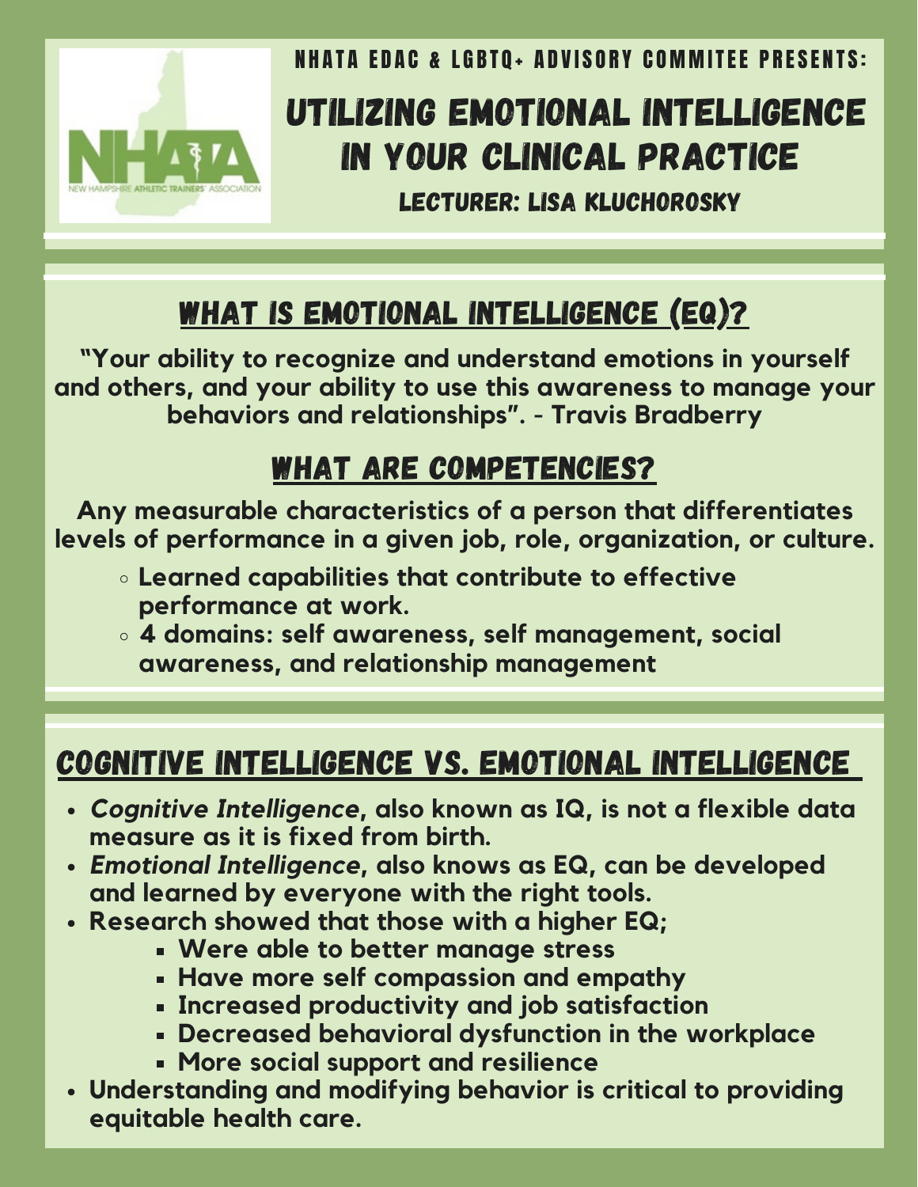NHATA EDAC & LGBTQ+ ADVISORY COMMITEE PRESENTS:

# UTILIZING EMOTIONAL INTELLIGENCE IN YOUR CLINICAL PRACTICE

### LECTURER: LISA KLUCHOROSKY

## WHAT IS EMOTIONAL INTELLIGENCE (EQ)?

**"Your ability to recognize and understand emotions in yourself and others, and your ability to use this awareness to manage your behaviors and relationships". - Travis Bradberry**

## WHAT ARE COMPETENCIES?

**Any measurable characteristics of a person that differentiates levels of performance in a given job, role, organization, or culture.**

- **Learned capabilities that contribute to effective performance at work.**
- **4 domains: self awareness, self management, social awareness, and relationship management**

## COGNITIVE INTELLIGENCE VS. EMOTIONAL INTELLIGENCE

- ***Cognitive Intelligence*, also known as IQ, is not a flexible data measure as it is fixed from birth.**
- ***Emotional Intelligence*, also knows as EQ, can be developed and learned by everyone with the right tools.**
- **Research showed that those with a higher EQ;**
  - **Were able to better manage stress**
  - **Have more self compassion and empathy**
  - **Increased productivity and job satisfaction**
  - **Decreased behavioral dysfunction in the workplace**
  - **More social support and resilience**
- **Understanding and modifying behavior is critical to providing equitable health care.**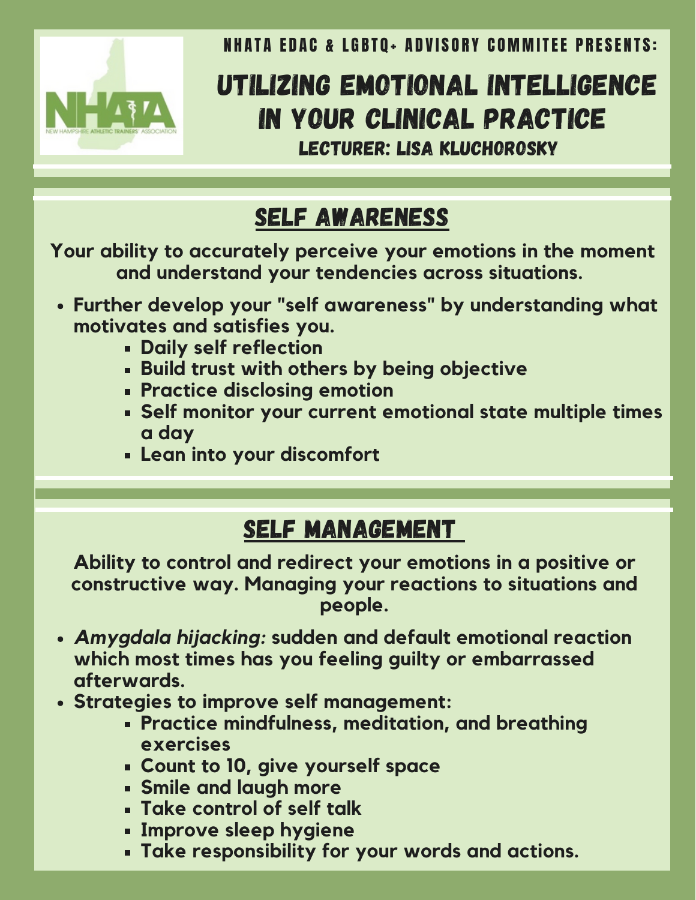NHATA EDAC & LGBTQ+ ADVISORY COMMITEE PRESENTS:

# UTILIZING EMOTIONAL INTELLIGENCE IN YOUR CLINICAL PRACTICE

### LECTURER: LISA KLUCHOROSKY

## SELF AWARENESS

**Your ability to accurately perceive your emotions in the moment and understand your tendencies across situations.**

- **Further develop your "self awareness" by understanding what motivates and satisfies you.**
  - **Daily self reflection**
  - **Build trust with others by being objective**
  - **Practice disclosing emotion**
  - **Self monitor your current emotional state multiple times a day**
  - **Lean into your discomfort**

## SELF MANAGEMENT

**Ability to control and redirect your emotions in a positive or constructive way. Managing your reactions to situations and people.**

- ***Amygdala hijacking:*** **sudden and default emotional reaction which most times has you feeling guilty or embarrassed afterwards.**
- **Strategies to improve self management:**
  - **Practice mindfulness, meditation, and breathing exercises**
  - **Count to 10, give yourself space**
  - **Smile and laugh more**
  - **Take control of self talk**
  - **Improve sleep hygiene**
  - **Take responsibility for your words and actions.**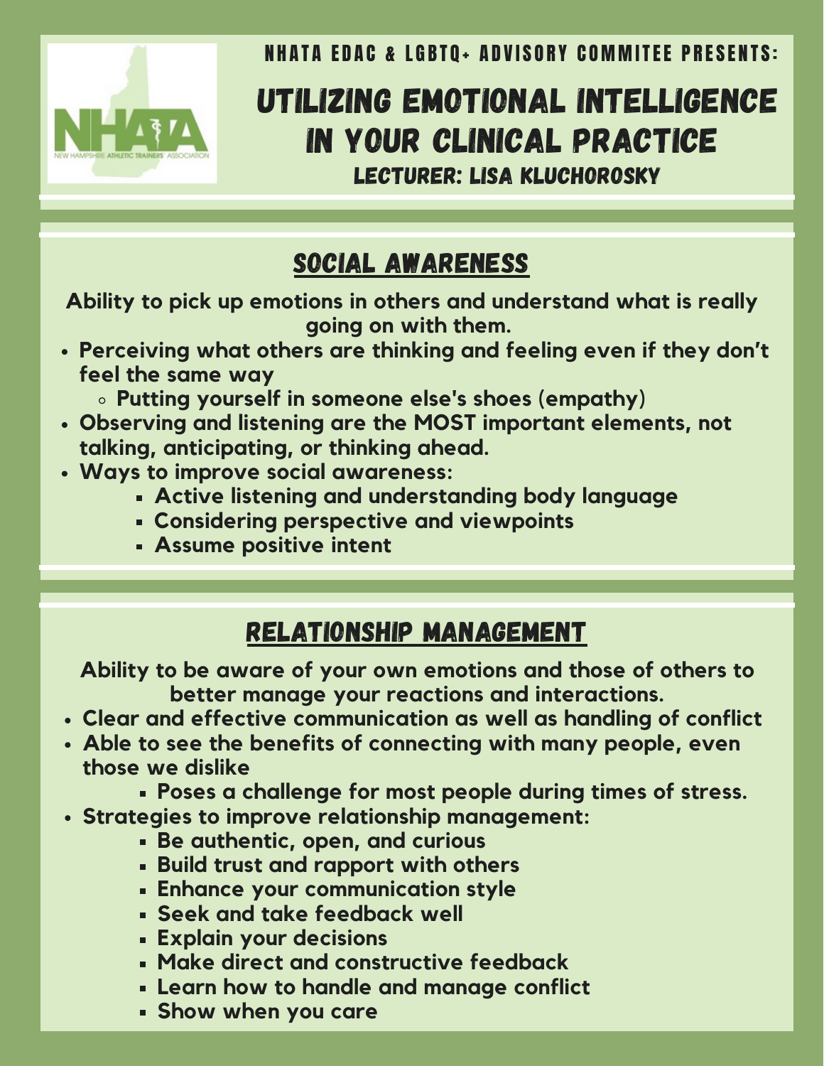NHATA EDAC & LGBTQ+ ADVISORY COMMITEE PRESENTS:

# UTILIZING EMOTIONAL INTELLIGENCE IN YOUR CLINICAL PRACTICE

### LECTURER: LISA KLUCHOROSKY

## SOCIAL AWARENESS

**Ability to pick up emotions in others and understand what is really going on with them.**

- **Perceiving what others are thinking and feeling even if they don't feel the same way**
  - **Putting yourself in someone else's shoes (empathy)**
- **Observing and listening are the MOST important elements, not talking, anticipating, or thinking ahead.**
- **Ways to improve social awareness:**
  - **Active listening and understanding body language**
  - **Considering perspective and viewpoints**
  - **Assume positive intent**

## RELATIONSHIP MANAGEMENT

**Ability to be aware of your own emotions and those of others to better manage your reactions and interactions.**

- **Clear and effective communication as well as handling of conflict**
- **Able to see the benefits of connecting with many people, even those we dislike**
  - **Poses a challenge for most people during times of stress.**
- **Strategies to improve relationship management:**
  - **Be authentic, open, and curious**
  - **Build trust and rapport with others**
  - **Enhance your communication style**
  - **Seek and take feedback well**
  - **Explain your decisions**
  - **Make direct and constructive feedback**
  - **Learn how to handle and manage conflict**
  - **Show when you care**